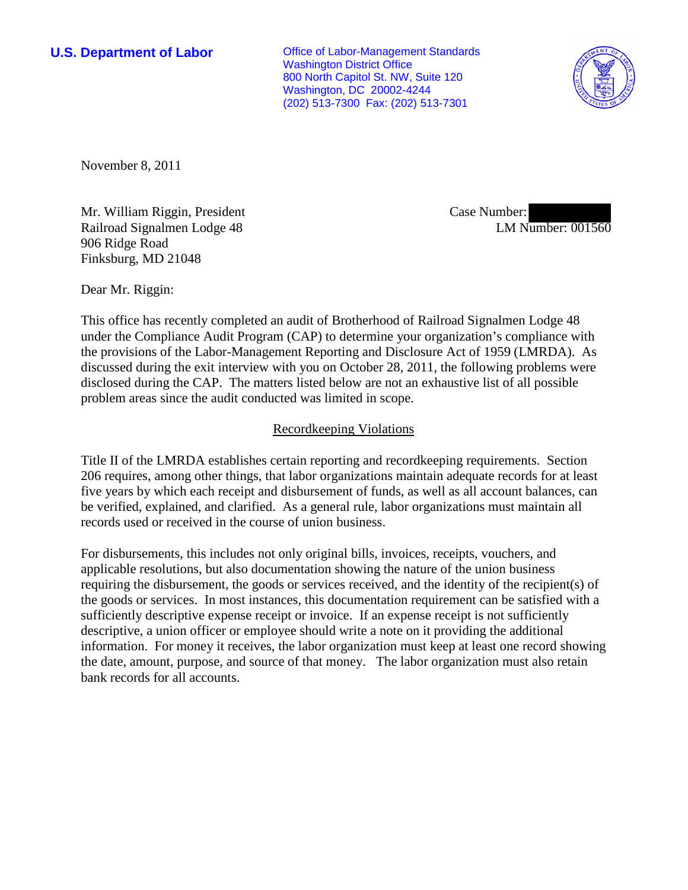**U.S. Department of Labor**

Office of Labor-Management Standards
Washington District Office
800 North Capitol St. NW, Suite 120
Washington, DC 20002-4244
(202) 513-7300 Fax: (202) 513-7301

November 8, 2011

Mr. William Riggin, President
Railroad Signalmen Lodge 48
906 Ridge Road
Finksburg, MD 21048

Case Number: 
LM Number: 001560

Dear Mr. Riggin:

This office has recently completed an audit of Brotherhood of Railroad Signalmen Lodge 48 under the Compliance Audit Program (CAP) to determine your organization's compliance with the provisions of the Labor-Management Reporting and Disclosure Act of 1959 (LMRDA). As discussed during the exit interview with you on October 28, 2011, the following problems were disclosed during the CAP. The matters listed below are not an exhaustive list of all possible problem areas since the audit conducted was limited in scope.

## Recordkeeping Violations

Title II of the LMRDA establishes certain reporting and recordkeeping requirements. Section 206 requires, among other things, that labor organizations maintain adequate records for at least five years by which each receipt and disbursement of funds, as well as all account balances, can be verified, explained, and clarified. As a general rule, labor organizations must maintain all records used or received in the course of union business.

For disbursements, this includes not only original bills, invoices, receipts, vouchers, and applicable resolutions, but also documentation showing the nature of the union business requiring the disbursement, the goods or services received, and the identity of the recipient(s) of the goods or services. In most instances, this documentation requirement can be satisfied with a sufficiently descriptive expense receipt or invoice. If an expense receipt is not sufficiently descriptive, a union officer or employee should write a note on it providing the additional information. For money it receives, the labor organization must keep at least one record showing the date, amount, purpose, and source of that money. The labor organization must also retain bank records for all accounts.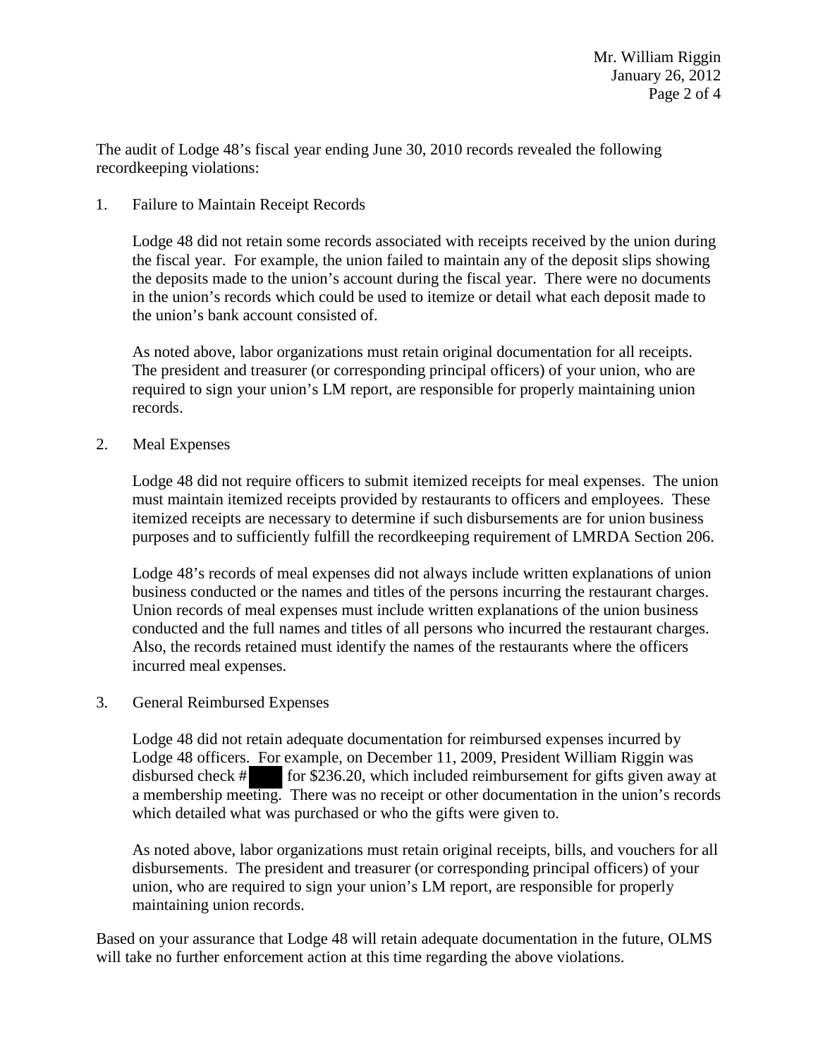The audit of Lodge 48's fiscal year ending June 30, 2010 records revealed the following recordkeeping violations:

1. Failure to Maintain Receipt Records

   Lodge 48 did not retain some records associated with receipts received by the union during the fiscal year. For example, the union failed to maintain any of the deposit slips showing the deposits made to the union's account during the fiscal year. There were no documents in the union's records which could be used to itemize or detail what each deposit made to the union's bank account consisted of.

   As noted above, labor organizations must retain original documentation for all receipts. The president and treasurer (or corresponding principal officers) of your union, who are required to sign your union's LM report, are responsible for properly maintaining union records.

2. Meal Expenses

   Lodge 48 did not require officers to submit itemized receipts for meal expenses. The union must maintain itemized receipts provided by restaurants to officers and employees. These itemized receipts are necessary to determine if such disbursements are for union business purposes and to sufficiently fulfill the recordkeeping requirement of LMRDA Section 206.

   Lodge 48's records of meal expenses did not always include written explanations of union business conducted or the names and titles of the persons incurring the restaurant charges. Union records of meal expenses must include written explanations of the union business conducted and the full names and titles of all persons who incurred the restaurant charges. Also, the records retained must identify the names of the restaurants where the officers incurred meal expenses.

3. General Reimbursed Expenses

   Lodge 48 did not retain adequate documentation for reimbursed expenses incurred by Lodge 48 officers. For example, on December 11, 2009, President William Riggin was disbursed check # [redacted] for $236.20, which included reimbursement for gifts given away at a membership meeting. There was no receipt or other documentation in the union's records which detailed what was purchased or who the gifts were given to.

   As noted above, labor organizations must retain original receipts, bills, and vouchers for all disbursements. The president and treasurer (or corresponding principal officers) of your union, who are required to sign your union's LM report, are responsible for properly maintaining union records.

Based on your assurance that Lodge 48 will retain adequate documentation in the future, OLMS will take no further enforcement action at this time regarding the above violations.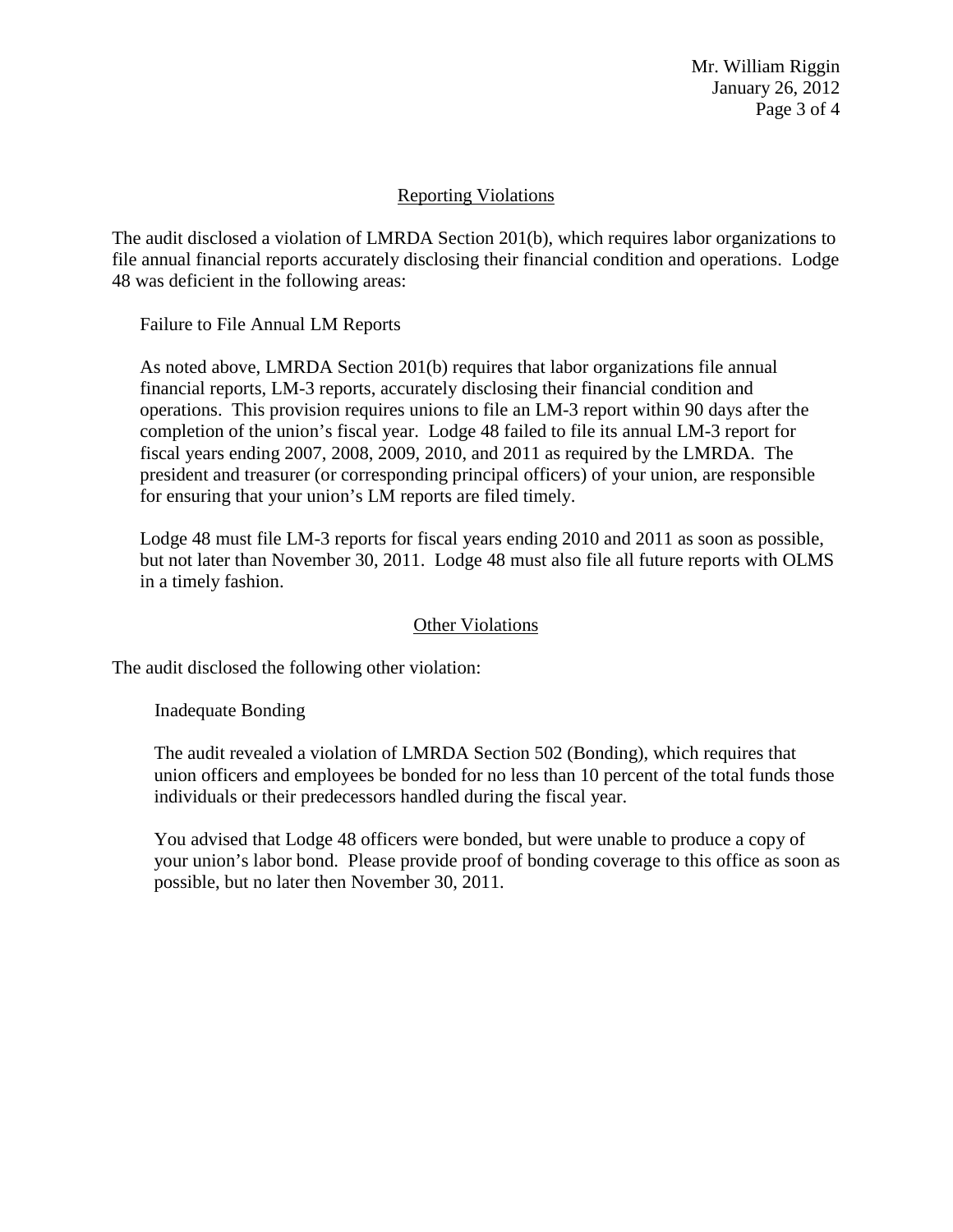## Reporting Violations

The audit disclosed a violation of LMRDA Section 201(b), which requires labor organizations to file annual financial reports accurately disclosing their financial condition and operations. Lodge 48 was deficient in the following areas:

### Failure to File Annual LM Reports

As noted above, LMRDA Section 201(b) requires that labor organizations file annual financial reports, LM-3 reports, accurately disclosing their financial condition and operations. This provision requires unions to file an LM-3 report within 90 days after the completion of the union's fiscal year. Lodge 48 failed to file its annual LM-3 report for fiscal years ending 2007, 2008, 2009, 2010, and 2011 as required by the LMRDA. The president and treasurer (or corresponding principal officers) of your union, are responsible for ensuring that your union's LM reports are filed timely.

Lodge 48 must file LM-3 reports for fiscal years ending 2010 and 2011 as soon as possible, but not later than November 30, 2011. Lodge 48 must also file all future reports with OLMS in a timely fashion.

## Other Violations

The audit disclosed the following other violation:

### Inadequate Bonding

The audit revealed a violation of LMRDA Section 502 (Bonding), which requires that union officers and employees be bonded for no less than 10 percent of the total funds those individuals or their predecessors handled during the fiscal year.

You advised that Lodge 48 officers were bonded, but were unable to produce a copy of your union's labor bond. Please provide proof of bonding coverage to this office as soon as possible, but no later then November 30, 2011.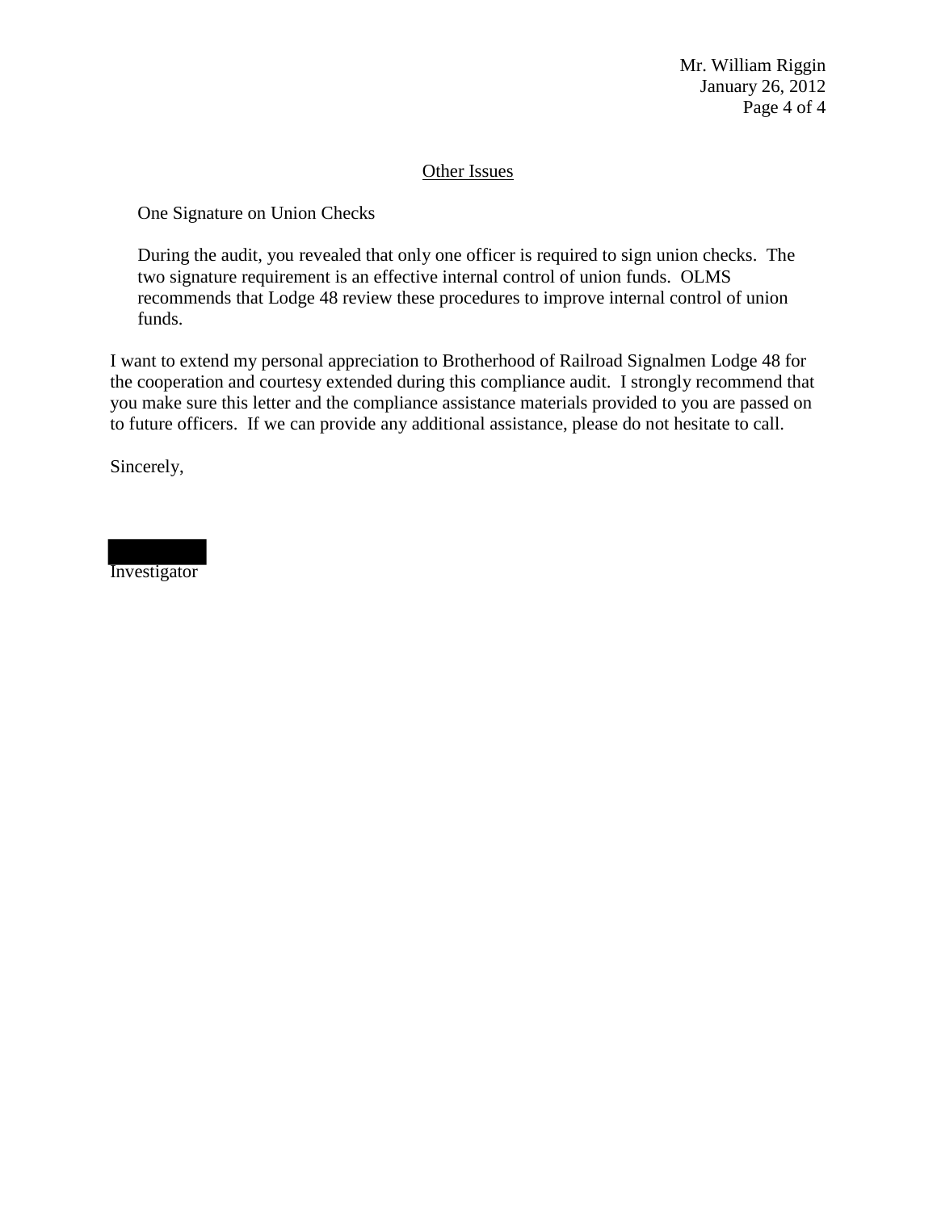## Other Issues

One Signature on Union Checks

During the audit, you revealed that only one officer is required to sign union checks. The two signature requirement is an effective internal control of union funds. OLMS recommends that Lodge 48 review these procedures to improve internal control of union funds.

I want to extend my personal appreciation to Brotherhood of Railroad Signalmen Lodge 48 for the cooperation and courtesy extended during this compliance audit. I strongly recommend that you make sure this letter and the compliance assistance materials provided to you are passed on to future officers. If we can provide any additional assistance, please do not hesitate to call.

Sincerely,

Investigator